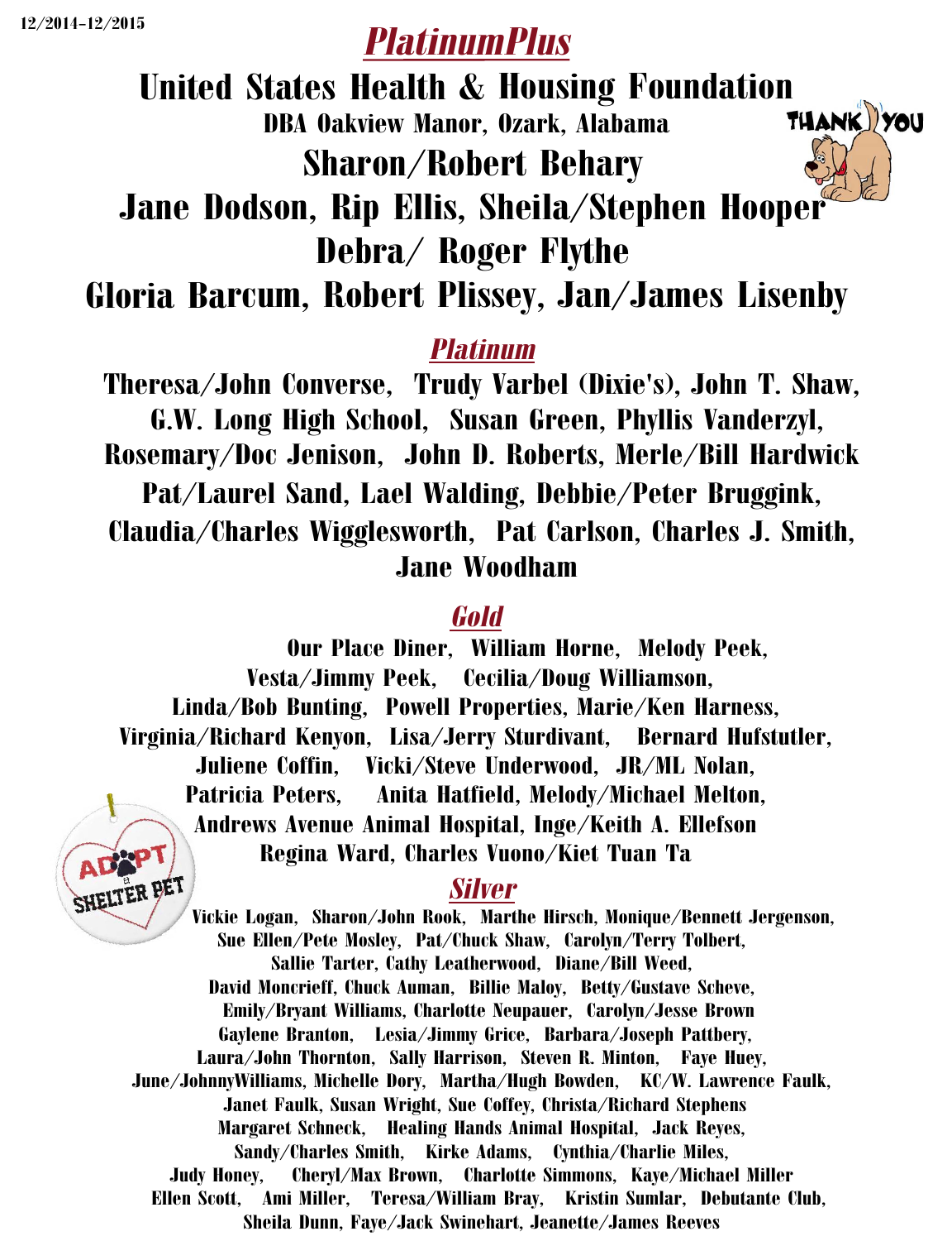12/2014-12/2015

# *PlatinumPlus*

## United States Health & Housing Foundation

**DBA Oakview Manor, Ozark, Alabama**

**Sharon/Robert Behary**

**Jane Dodson, Rip Ellis, Sheila/Stephen Hooper**

**Debra/ Roger Flythe**

**Gloria Barcum, Robert Plissey, Jan/James Lisenby**

## *Platinum*

**Theresa/John Converse, Trudy Varbel (Dixie's), John T. Shaw, G.W. Long High School, Susan Green, Phyllis Vanderzyl, Rosemary/Doc Jenison, John D. Roberts, Merle/Bill Hardwick Pat/Laurel Sand, Lael Walding, Debbie/Peter Bruggink, Claudia/Charles Wigglesworth, Pat Carlson, Charles J. Smith, Jane Woodham**

## *Gold*

**Our Place Diner, William Horne, Melody Peek, Vesta/Jimmy Peek, Cecilia/Doug Williamson, Linda/Bob Bunting, Powell Properties, Marie/Ken Harness, Virginia/Richard Kenyon, Lisa/Jerry Sturdivant, Bernard Hufstutler, Juliene Coffin, Vicki/Steve Underwood, JR/ML Nolan, Patricia Peters, Anita Hatfield, Melody/Michael Melton, Andrews Avenue Animal Hospital, Inge/Keith A. Ellefson Regina Ward, Charles Vuono/Kiet Tuan Ta**

## *Silver*

**Vickie Logan, Sharon/John Rook, Marthe Hirsch, Monique/Bennett Jergenson, Sue Ellen/Pete Mosley, Pat/Chuck Shaw, Carolyn/Terry Tolbert, Sallie Tarter, Cathy Leatherwood, Diane/Bill Weed, David Moncrieff, Chuck Auman, Billie Maloy, Betty/Gustave Scheve, Emily/Bryant Williams, Charlotte Neupauer, Carolyn/Jesse Brown Gaylene Branton, Lesia/Jimmy Grice, Barbara/Joseph Pattbery, Laura/John Thornton, Sally Harrison, Steven R. Minton, Faye Huey, June/JohnnyWilliams, Michelle Dory, Martha/Hugh Bowden, KC/W. Lawrence Faulk, Janet Faulk, Susan Wright, Sue Coffey, Christa/Richard Stephens Margaret Schneck, Healing Hands Animal Hospital, Jack Reyes, Sandy/Charles Smith, Kirke Adams, Cynthia/Charlie Miles, Judy Honey, Cheryl/Max Brown, Charlotte Simmons, Kaye/Michael Miller Ellen Scott, Ami Miller, Teresa/William Bray, Kristin Sumlar, Debutante Club, Sheila Dunn, Faye/Jack Swinehart, Jeanette/James Reeves**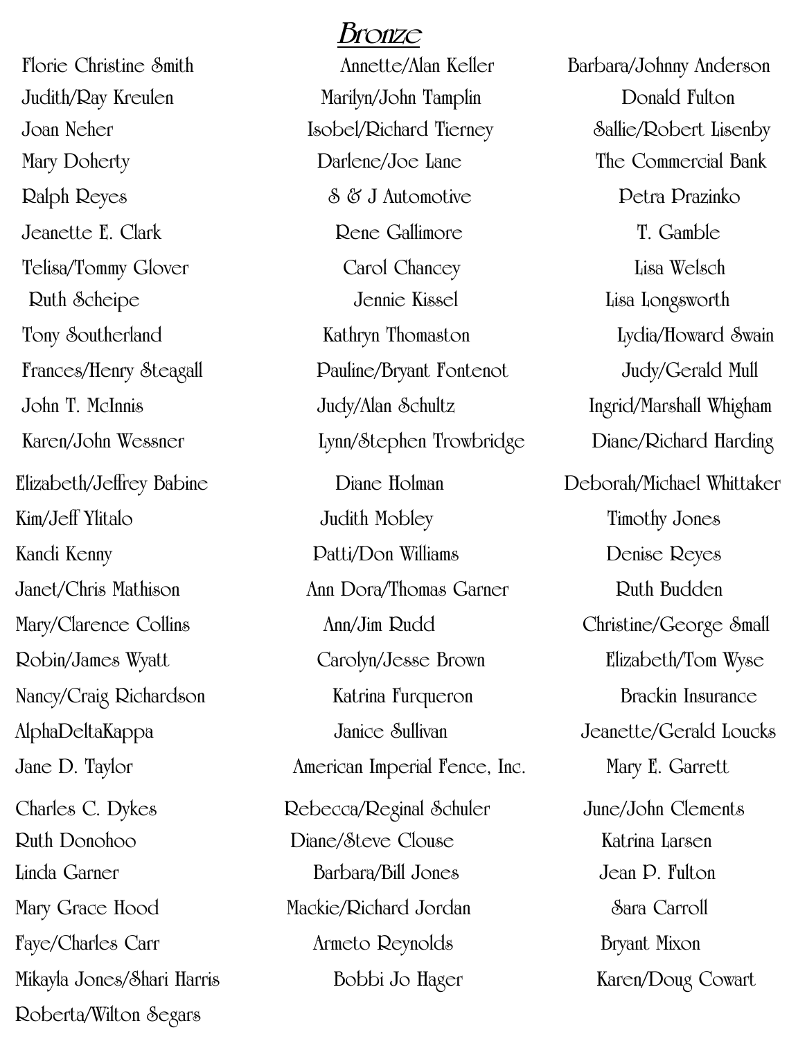## Bronze

Florie Christine Smith
Judith/Ray Kreulen
Joan Neher
Mary Doherty
Ralph Reyes
Jeanette E. Clark
Telisa/Tommy Glover
Ruth Scheipe
Tony Southerland
Frances/Henry Steagall
John T. McInnis
Karen/John Wessner
Elizabeth/Jeffrey Babine
Kim/Jeff Ylitalo
Kandi Kenny
Janet/Chris Mathison
Mary/Clarence Collins
Robin/James Wyatt
Nancy/Craig Richardson
AlphaDeltaKappa
Jane D. Taylor
Charles C. Dykes
Ruth Donohoo
Linda Garner
Mary Grace Hood
Faye/Charles Carr
Mikayla Jones/Shari Harris
Roberta/Wilton Segars

Annette/Alan Keller
Marilyn/John Tamplin
Isobel/Richard Tierney
Darlene/Joe Lane
S & J Automotive
Rene Gallimore
Carol Chancey
Jennie Kissel
Kathryn Thomaston
Pauline/Bryant Fontenot
Judy/Alan Schultz
Lynn/Stephen Trowbridge
Diane Holman
Judith Mobley
Patti/Don Williams
Ann Dora/Thomas Garner
Ann/Jim Rudd
Carolyn/Jesse Brown
Katrina Furqueron
Janice Sullivan
American Imperial Fence, Inc.
Rebecca/Reginal Schuler
Diane/Steve Clouse
Barbara/Bill Jones
Mackie/Richard Jordan
Armeto Reynolds
Bobbi Jo Hager

Barbara/Johnny Anderson
Donald Fulton
Sallie/Robert Lisenby
The Commercial Bank
Petra Prazinko
T. Gamble
Lisa Welsch
Lisa Longsworth
Lydia/Howard Swain
Judy/Gerald Mull
Ingrid/Marshall Whigham
Diane/Richard Harding
Deborah/Michael Whittaker
Timothy Jones
Denise Reyes
Ruth Budden
Christine/George Small
Elizabeth/Tom Wyse
Brackin Insurance
Jeanette/Gerald Loucks
Mary E. Garrett
June/John Clements
Katrina Larsen
Jean P. Fulton
Sara Carroll
Bryant Mixon
Karen/Doug Cowart